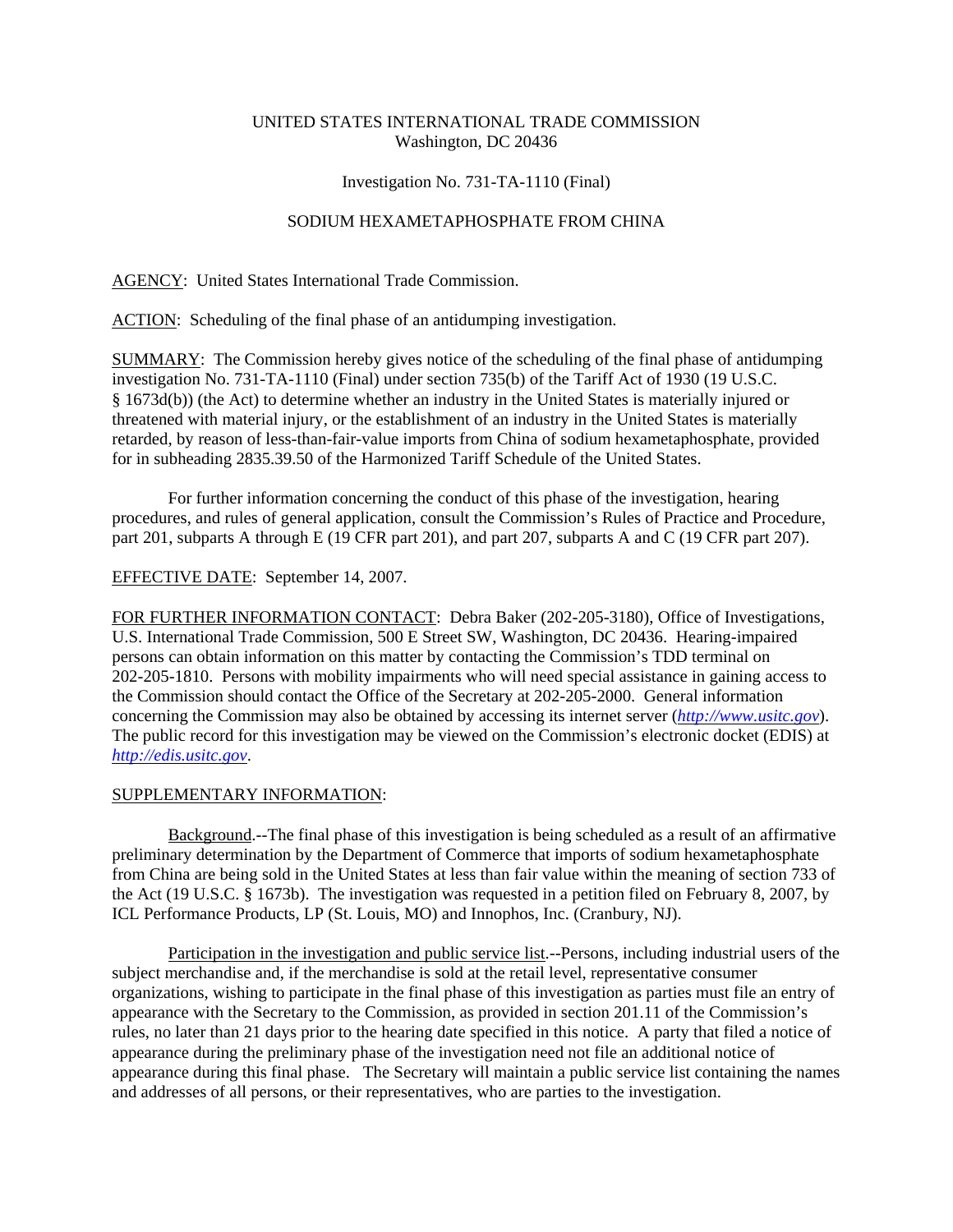UNITED STATES INTERNATIONAL TRADE COMMISSION
Washington, DC 20436

Investigation No. 731-TA-1110 (Final)

SODIUM HEXAMETAPHOSPHATE FROM CHINA

AGENCY: United States International Trade Commission.

ACTION: Scheduling of the final phase of an antidumping investigation.

SUMMARY: The Commission hereby gives notice of the scheduling of the final phase of antidumping investigation No. 731-TA-1110 (Final) under section 735(b) of the Tariff Act of 1930 (19 U.S.C. § 1673d(b)) (the Act) to determine whether an industry in the United States is materially injured or threatened with material injury, or the establishment of an industry in the United States is materially retarded, by reason of less-than-fair-value imports from China of sodium hexametaphosphate, provided for in subheading 2835.39.50 of the Harmonized Tariff Schedule of the United States.

For further information concerning the conduct of this phase of the investigation, hearing procedures, and rules of general application, consult the Commission's Rules of Practice and Procedure, part 201, subparts A through E (19 CFR part 201), and part 207, subparts A and C (19 CFR part 207).

EFFECTIVE DATE: September 14, 2007.

FOR FURTHER INFORMATION CONTACT: Debra Baker (202-205-3180), Office of Investigations, U.S. International Trade Commission, 500 E Street SW, Washington, DC 20436. Hearing-impaired persons can obtain information on this matter by contacting the Commission's TDD terminal on 202-205-1810. Persons with mobility impairments who will need special assistance in gaining access to the Commission should contact the Office of the Secretary at 202-205-2000. General information concerning the Commission may also be obtained by accessing its internet server (*http://www.usitc.gov*). The public record for this investigation may be viewed on the Commission's electronic docket (EDIS) at *http://edis.usitc.gov*.

SUPPLEMENTARY INFORMATION:

Background.--The final phase of this investigation is being scheduled as a result of an affirmative preliminary determination by the Department of Commerce that imports of sodium hexametaphosphate from China are being sold in the United States at less than fair value within the meaning of section 733 of the Act (19 U.S.C. § 1673b). The investigation was requested in a petition filed on February 8, 2007, by ICL Performance Products, LP (St. Louis, MO) and Innophos, Inc. (Cranbury, NJ).

Participation in the investigation and public service list.--Persons, including industrial users of the subject merchandise and, if the merchandise is sold at the retail level, representative consumer organizations, wishing to participate in the final phase of this investigation as parties must file an entry of appearance with the Secretary to the Commission, as provided in section 201.11 of the Commission's rules, no later than 21 days prior to the hearing date specified in this notice. A party that filed a notice of appearance during the preliminary phase of the investigation need not file an additional notice of appearance during this final phase. The Secretary will maintain a public service list containing the names and addresses of all persons, or their representatives, who are parties to the investigation.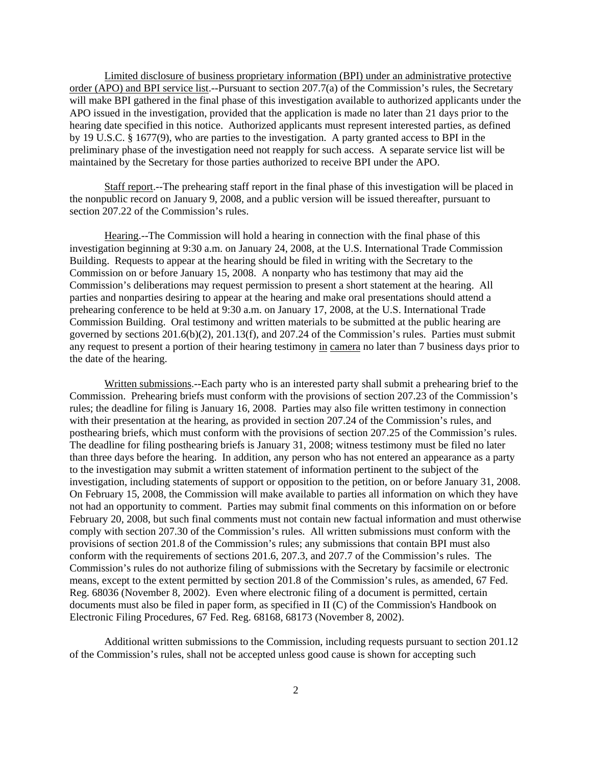Limited disclosure of business proprietary information (BPI) under an administrative protective order (APO) and BPI service list.--Pursuant to section 207.7(a) of the Commission's rules, the Secretary will make BPI gathered in the final phase of this investigation available to authorized applicants under the APO issued in the investigation, provided that the application is made no later than 21 days prior to the hearing date specified in this notice. Authorized applicants must represent interested parties, as defined by 19 U.S.C. § 1677(9), who are parties to the investigation. A party granted access to BPI in the preliminary phase of the investigation need not reapply for such access. A separate service list will be maintained by the Secretary for those parties authorized to receive BPI under the APO.

Staff report.--The prehearing staff report in the final phase of this investigation will be placed in the nonpublic record on January 9, 2008, and a public version will be issued thereafter, pursuant to section 207.22 of the Commission's rules.

Hearing.--The Commission will hold a hearing in connection with the final phase of this investigation beginning at 9:30 a.m. on January 24, 2008, at the U.S. International Trade Commission Building. Requests to appear at the hearing should be filed in writing with the Secretary to the Commission on or before January 15, 2008. A nonparty who has testimony that may aid the Commission's deliberations may request permission to present a short statement at the hearing. All parties and nonparties desiring to appear at the hearing and make oral presentations should attend a prehearing conference to be held at 9:30 a.m. on January 17, 2008, at the U.S. International Trade Commission Building. Oral testimony and written materials to be submitted at the public hearing are governed by sections 201.6(b)(2), 201.13(f), and 207.24 of the Commission's rules. Parties must submit any request to present a portion of their hearing testimony in camera no later than 7 business days prior to the date of the hearing.

Written submissions.--Each party who is an interested party shall submit a prehearing brief to the Commission. Prehearing briefs must conform with the provisions of section 207.23 of the Commission's rules; the deadline for filing is January 16, 2008. Parties may also file written testimony in connection with their presentation at the hearing, as provided in section 207.24 of the Commission's rules, and posthearing briefs, which must conform with the provisions of section 207.25 of the Commission's rules. The deadline for filing posthearing briefs is January 31, 2008; witness testimony must be filed no later than three days before the hearing. In addition, any person who has not entered an appearance as a party to the investigation may submit a written statement of information pertinent to the subject of the investigation, including statements of support or opposition to the petition, on or before January 31, 2008. On February 15, 2008, the Commission will make available to parties all information on which they have not had an opportunity to comment. Parties may submit final comments on this information on or before February 20, 2008, but such final comments must not contain new factual information and must otherwise comply with section 207.30 of the Commission's rules. All written submissions must conform with the provisions of section 201.8 of the Commission's rules; any submissions that contain BPI must also conform with the requirements of sections 201.6, 207.3, and 207.7 of the Commission's rules. The Commission's rules do not authorize filing of submissions with the Secretary by facsimile or electronic means, except to the extent permitted by section 201.8 of the Commission's rules, as amended, 67 Fed. Reg. 68036 (November 8, 2002). Even where electronic filing of a document is permitted, certain documents must also be filed in paper form, as specified in II (C) of the Commission's Handbook on Electronic Filing Procedures, 67 Fed. Reg. 68168, 68173 (November 8, 2002).

Additional written submissions to the Commission, including requests pursuant to section 201.12 of the Commission's rules, shall not be accepted unless good cause is shown for accepting such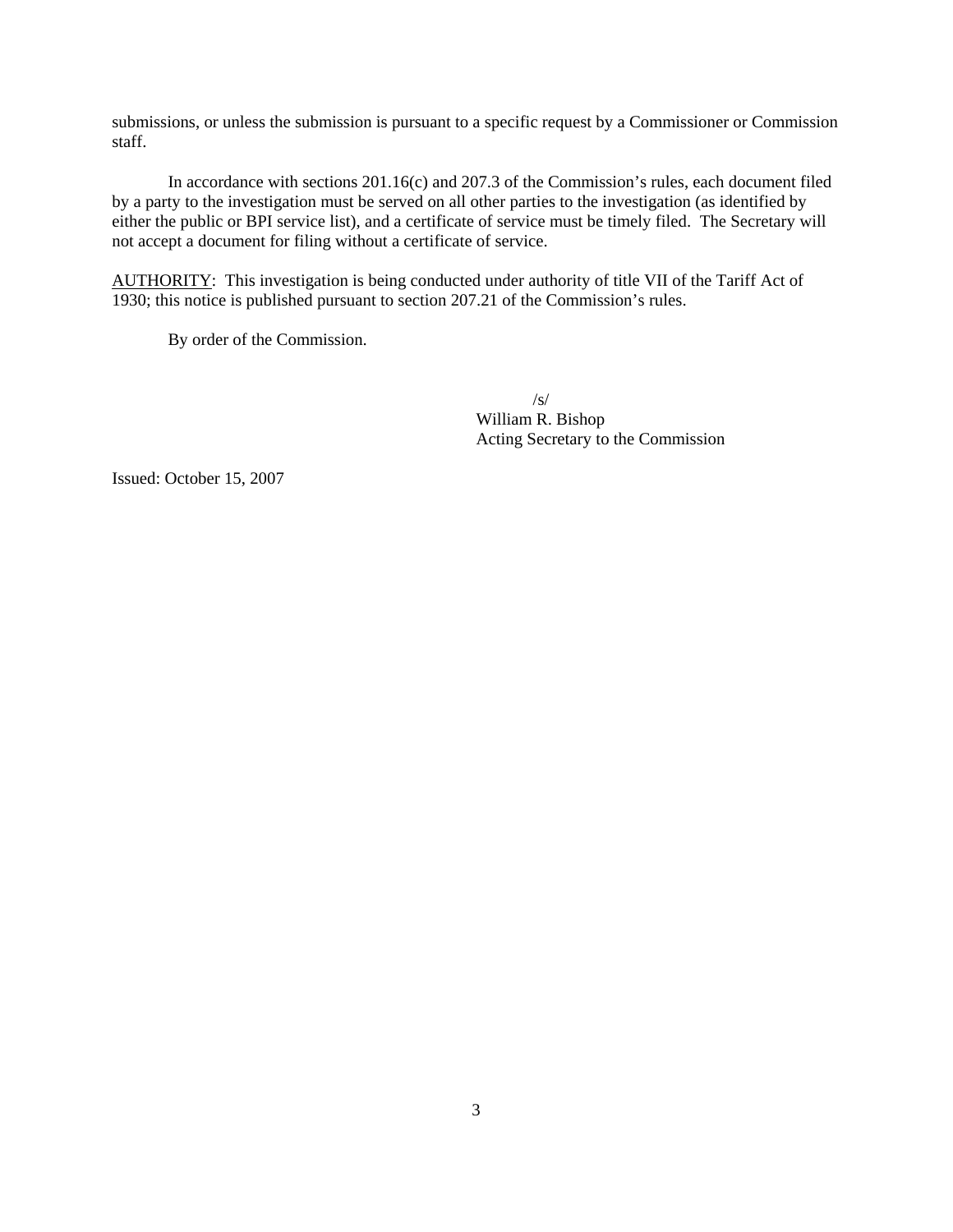submissions, or unless the submission is pursuant to a specific request by a Commissioner or Commission staff.

In accordance with sections 201.16(c) and 207.3 of the Commission's rules, each document filed by a party to the investigation must be served on all other parties to the investigation (as identified by either the public or BPI service list), and a certificate of service must be timely filed. The Secretary will not accept a document for filing without a certificate of service.

AUTHORITY: This investigation is being conducted under authority of title VII of the Tariff Act of 1930; this notice is published pursuant to section 207.21 of the Commission's rules.

By order of the Commission.

/s/
William R. Bishop
Acting Secretary to the Commission

Issued: October 15, 2007